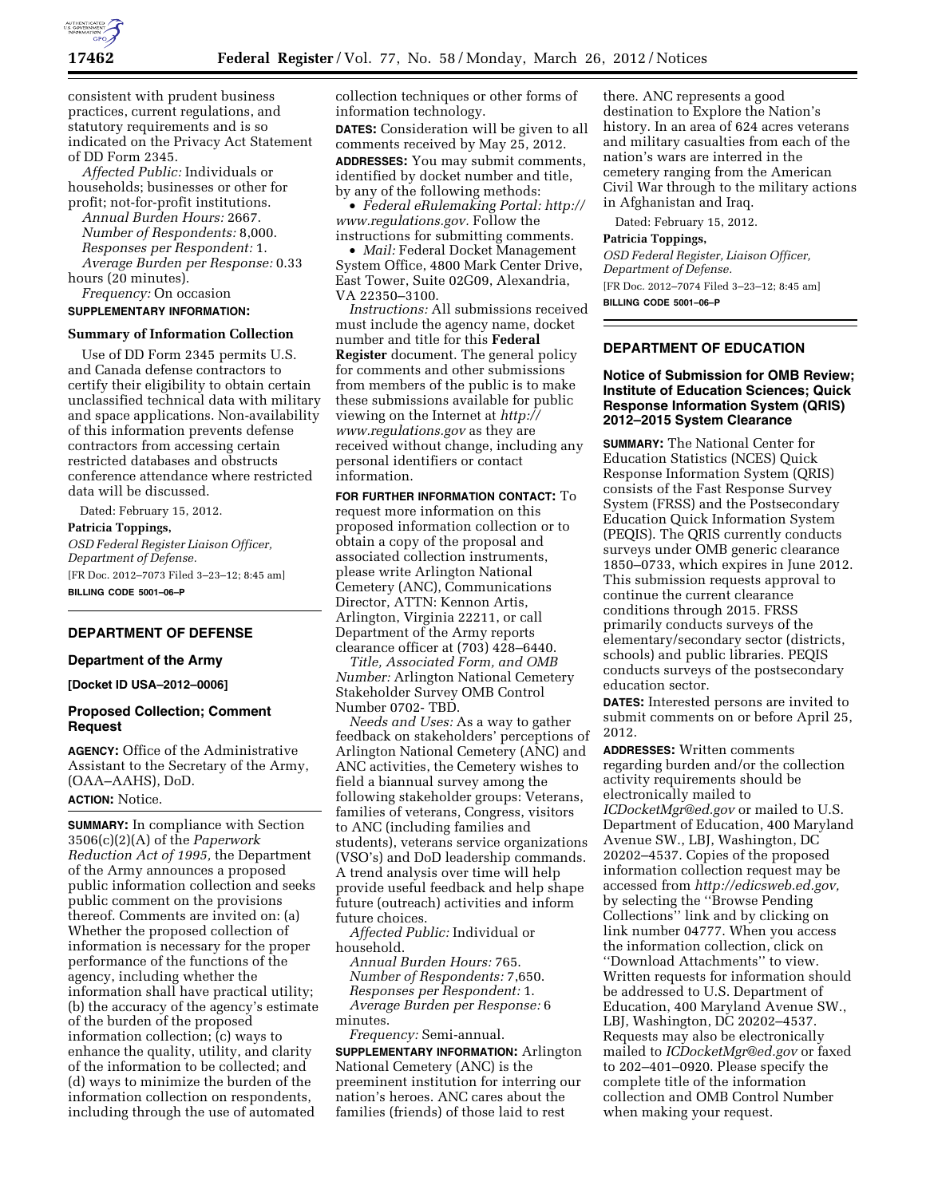consistent with prudent business practices, current regulations, and statutory requirements and is so indicated on the Privacy Act Statement of DD Form 2345.

*Affected Public:* Individuals or households; businesses or other for profit; not-for-profit institutions.

*Annual Burden Hours:* 2667.

*Number of Respondents:* 8,000.

*Responses per Respondent:* 1.

*Average Burden per Response:* 0.33 hours (20 minutes).

*Frequency:* On occasion

**SUPPLEMENTARY INFORMATION:**

**Summary of Information Collection**

Use of DD Form 2345 permits U.S. and Canada defense contractors to certify their eligibility to obtain certain unclassified technical data with military and space applications. Non-availability of this information prevents defense contractors from accessing certain restricted databases and obstructs conference attendance where restricted data will be discussed.

Dated: February 15, 2012.

**Patricia Toppings,**

*OSD Federal Register Liaison Officer, Department of Defense.*

[FR Doc. 2012–7073 Filed 3–23–12; 8:45 am]

**BILLING CODE 5001–06–P**

---

## DEPARTMENT OF DEFENSE

### Department of the Army

**[Docket ID USA–2012–0006]**

### Proposed Collection; Comment Request

**AGENCY:** Office of the Administrative Assistant to the Secretary of the Army, (OAA–AAHS), DoD.

**ACTION:** Notice.

**SUMMARY:** In compliance with Section 3506(c)(2)(A) of the *Paperwork Reduction Act of 1995,* the Department of the Army announces a proposed public information collection and seeks public comment on the provisions thereof. Comments are invited on: (a) Whether the proposed collection of information is necessary for the proper performance of the functions of the agency, including whether the information shall have practical utility; (b) the accuracy of the agency's estimate of the burden of the proposed information collection; (c) ways to enhance the quality, utility, and clarity of the information to be collected; and (d) ways to minimize the burden of the information collection on respondents, including through the use of automated collection techniques or other forms of information technology.

**DATES:** Consideration will be given to all comments received by May 25, 2012.

**ADDRESSES:** You may submit comments, identified by docket number and title, by any of the following methods:

- *Federal eRulemaking Portal: http://www.regulations.gov.* Follow the instructions for submitting comments.
- *Mail:* Federal Docket Management System Office, 4800 Mark Center Drive, East Tower, Suite 02G09, Alexandria, VA 22350–3100.

*Instructions:* All submissions received must include the agency name, docket number and title for this **Federal Register** document. The general policy for comments and other submissions from members of the public is to make these submissions available for public viewing on the Internet at *http://www.regulations.gov* as they are received without change, including any personal identifiers or contact information.

**FOR FURTHER INFORMATION CONTACT:** To request more information on this proposed information collection or to obtain a copy of the proposal and associated collection instruments, please write Arlington National Cemetery (ANC), Communications Director, ATTN: Kennon Artis, Arlington, Virginia 22211, or call Department of the Army reports clearance officer at (703) 428–6440.

*Title, Associated Form, and OMB Number:* Arlington National Cemetery Stakeholder Survey OMB Control Number 0702- TBD.

*Needs and Uses:* As a way to gather feedback on stakeholders' perceptions of Arlington National Cemetery (ANC) and ANC activities, the Cemetery wishes to field a biannual survey among the following stakeholder groups: Veterans, families of veterans, Congress, visitors to ANC (including families and students), veterans service organizations (VSO's) and DoD leadership commands. A trend analysis over time will help provide useful feedback and help shape future (outreach) activities and inform future choices.

*Affected Public:* Individual or household.

*Annual Burden Hours:* 765.

*Number of Respondents:* 7,650.

*Responses per Respondent:* 1.

*Average Burden per Response:* 6 minutes.

*Frequency:* Semi-annual.

**SUPPLEMENTARY INFORMATION:** Arlington National Cemetery (ANC) is the preeminent institution for interring our nation's heroes. ANC cares about the families (friends) of those laid to rest there. ANC represents a good destination to Explore the Nation's history. In an area of 624 acres veterans and military casualties from each of the nation's wars are interred in the cemetery ranging from the American Civil War through to the military actions in Afghanistan and Iraq.

Dated: February 15, 2012.

**Patricia Toppings,**

*OSD Federal Register, Liaison Officer, Department of Defense.*

[FR Doc. 2012–7074 Filed 3–23–12; 8:45 am]

**BILLING CODE 5001–06–P**

---

## DEPARTMENT OF EDUCATION

### Notice of Submission for OMB Review; Institute of Education Sciences; Quick Response Information System (QRIS) 2012–2015 System Clearance

**SUMMARY:** The National Center for Education Statistics (NCES) Quick Response Information System (QRIS) consists of the Fast Response Survey System (FRSS) and the Postsecondary Education Quick Information System (PEQIS). The QRIS currently conducts surveys under OMB generic clearance 1850–0733, which expires in June 2012. This submission requests approval to continue the current clearance conditions through 2015. FRSS primarily conducts surveys of the elementary/secondary sector (districts, schools) and public libraries. PEQIS conducts surveys of the postsecondary education sector.

**DATES:** Interested persons are invited to submit comments on or before April 25, 2012.

**ADDRESSES:** Written comments regarding burden and/or the collection activity requirements should be electronically mailed to *ICDocketMgr@ed.gov* or mailed to U.S. Department of Education, 400 Maryland Avenue SW., LBJ, Washington, DC 20202–4537. Copies of the proposed information collection request may be accessed from *http://edicsweb.ed.gov,* by selecting the ''Browse Pending Collections'' link and by clicking on link number 04777. When you access the information collection, click on ''Download Attachments'' to view. Written requests for information should be addressed to U.S. Department of Education, 400 Maryland Avenue SW., LBJ, Washington, DC 20202–4537. Requests may also be electronically mailed to *ICDocketMgr@ed.gov* or faxed to 202–401–0920. Please specify the complete title of the information collection and OMB Control Number when making your request.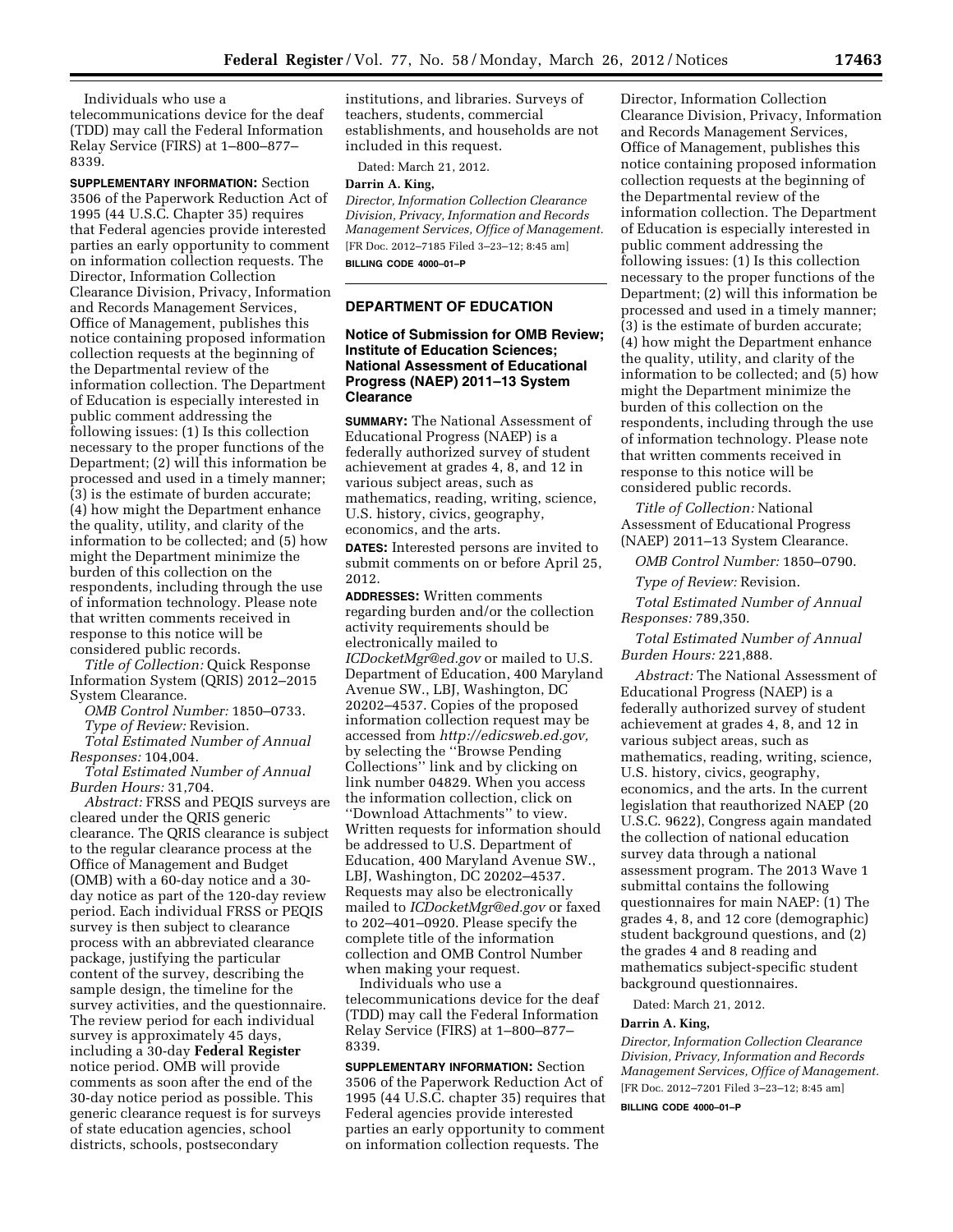Individuals who use a telecommunications device for the deaf (TDD) may call the Federal Information Relay Service (FIRS) at 1–800–877–8339.

**SUPPLEMENTARY INFORMATION:** Section 3506 of the Paperwork Reduction Act of 1995 (44 U.S.C. Chapter 35) requires that Federal agencies provide interested parties an early opportunity to comment on information collection requests. The Director, Information Collection Clearance Division, Privacy, Information and Records Management Services, Office of Management, publishes this notice containing proposed information collection requests at the beginning of the Departmental review of the information collection. The Department of Education is especially interested in public comment addressing the following issues: (1) Is this collection necessary to the proper functions of the Department; (2) will this information be processed and used in a timely manner; (3) is the estimate of burden accurate; (4) how might the Department enhance the quality, utility, and clarity of the information to be collected; and (5) how might the Department minimize the burden of this collection on the respondents, including through the use of information technology. Please note that written comments received in response to this notice will be considered public records.

*Title of Collection:* Quick Response Information System (QRIS) 2012–2015 System Clearance.

*OMB Control Number:* 1850–0733.

*Type of Review:* Revision.

*Total Estimated Number of Annual Responses:* 104,004.

*Total Estimated Number of Annual Burden Hours:* 31,704.

*Abstract:* FRSS and PEQIS surveys are cleared under the QRIS generic clearance. The QRIS clearance is subject to the regular clearance process at the Office of Management and Budget (OMB) with a 60-day notice and a 30-day notice as part of the 120-day review period. Each individual FRSS or PEQIS survey is then subject to clearance process with an abbreviated clearance package, justifying the particular content of the survey, describing the sample design, the timeline for the survey activities, and the questionnaire. The review period for each individual survey is approximately 45 days, including a 30-day **Federal Register** notice period. OMB will provide comments as soon after the end of the 30-day notice period as possible. This generic clearance request is for surveys of state education agencies, school districts, schools, postsecondary institutions, and libraries. Surveys of teachers, students, commercial establishments, and households are not included in this request.

Dated: March 21, 2012.

**Darrin A. King,**

*Director, Information Collection Clearance Division, Privacy, Information and Records Management Services, Office of Management.*

[FR Doc. 2012–7185 Filed 3–23–12; 8:45 am]

**BILLING CODE 4000–01–P**

## DEPARTMENT OF EDUCATION

### Notice of Submission for OMB Review; Institute of Education Sciences; National Assessment of Educational Progress (NAEP) 2011–13 System Clearance

**SUMMARY:** The National Assessment of Educational Progress (NAEP) is a federally authorized survey of student achievement at grades 4, 8, and 12 in various subject areas, such as mathematics, reading, writing, science, U.S. history, civics, geography, economics, and the arts.

**DATES:** Interested persons are invited to submit comments on or before April 25, 2012.

**ADDRESSES:** Written comments regarding burden and/or the collection activity requirements should be electronically mailed to *ICDocketMgr@ed.gov* or mailed to U.S. Department of Education, 400 Maryland Avenue SW., LBJ, Washington, DC 20202–4537. Copies of the proposed information collection request may be accessed from *http://edicsweb.ed.gov,* by selecting the ''Browse Pending Collections'' link and by clicking on link number 04829. When you access the information collection, click on ''Download Attachments'' to view. Written requests for information should be addressed to U.S. Department of Education, 400 Maryland Avenue SW., LBJ, Washington, DC 20202–4537. Requests may also be electronically mailed to *ICDocketMgr@ed.gov* or faxed to 202–401–0920. Please specify the complete title of the information collection and OMB Control Number when making your request.

Individuals who use a telecommunications device for the deaf (TDD) may call the Federal Information Relay Service (FIRS) at 1–800–877–8339.

**SUPPLEMENTARY INFORMATION:** Section 3506 of the Paperwork Reduction Act of 1995 (44 U.S.C. chapter 35) requires that Federal agencies provide interested parties an early opportunity to comment on information collection requests. The Director, Information Collection Clearance Division, Privacy, Information and Records Management Services, Office of Management, publishes this notice containing proposed information collection requests at the beginning of the Departmental review of the information collection. The Department of Education is especially interested in public comment addressing the following issues: (1) Is this collection necessary to the proper functions of the Department; (2) will this information be processed and used in a timely manner; (3) is the estimate of burden accurate; (4) how might the Department enhance the quality, utility, and clarity of the information to be collected; and (5) how might the Department minimize the burden of this collection on the respondents, including through the use of information technology. Please note that written comments received in response to this notice will be considered public records.

*Title of Collection:* National Assessment of Educational Progress (NAEP) 2011–13 System Clearance.

*OMB Control Number:* 1850–0790.

*Type of Review:* Revision.

*Total Estimated Number of Annual Responses:* 789,350.

*Total Estimated Number of Annual Burden Hours:* 221,888.

*Abstract:* The National Assessment of Educational Progress (NAEP) is a federally authorized survey of student achievement at grades 4, 8, and 12 in various subject areas, such as mathematics, reading, writing, science, U.S. history, civics, geography, economics, and the arts. In the current legislation that reauthorized NAEP (20 U.S.C. 9622), Congress again mandated the collection of national education survey data through a national assessment program. The 2013 Wave 1 submittal contains the following questionnaires for main NAEP: (1) The grades 4, 8, and 12 core (demographic) student background questions, and (2) the grades 4 and 8 reading and mathematics subject-specific student background questionnaires.

Dated: March 21, 2012.

**Darrin A. King,**

*Director, Information Collection Clearance Division, Privacy, Information and Records Management Services, Office of Management.*

[FR Doc. 2012–7201 Filed 3–23–12; 8:45 am]

**BILLING CODE 4000–01–P**